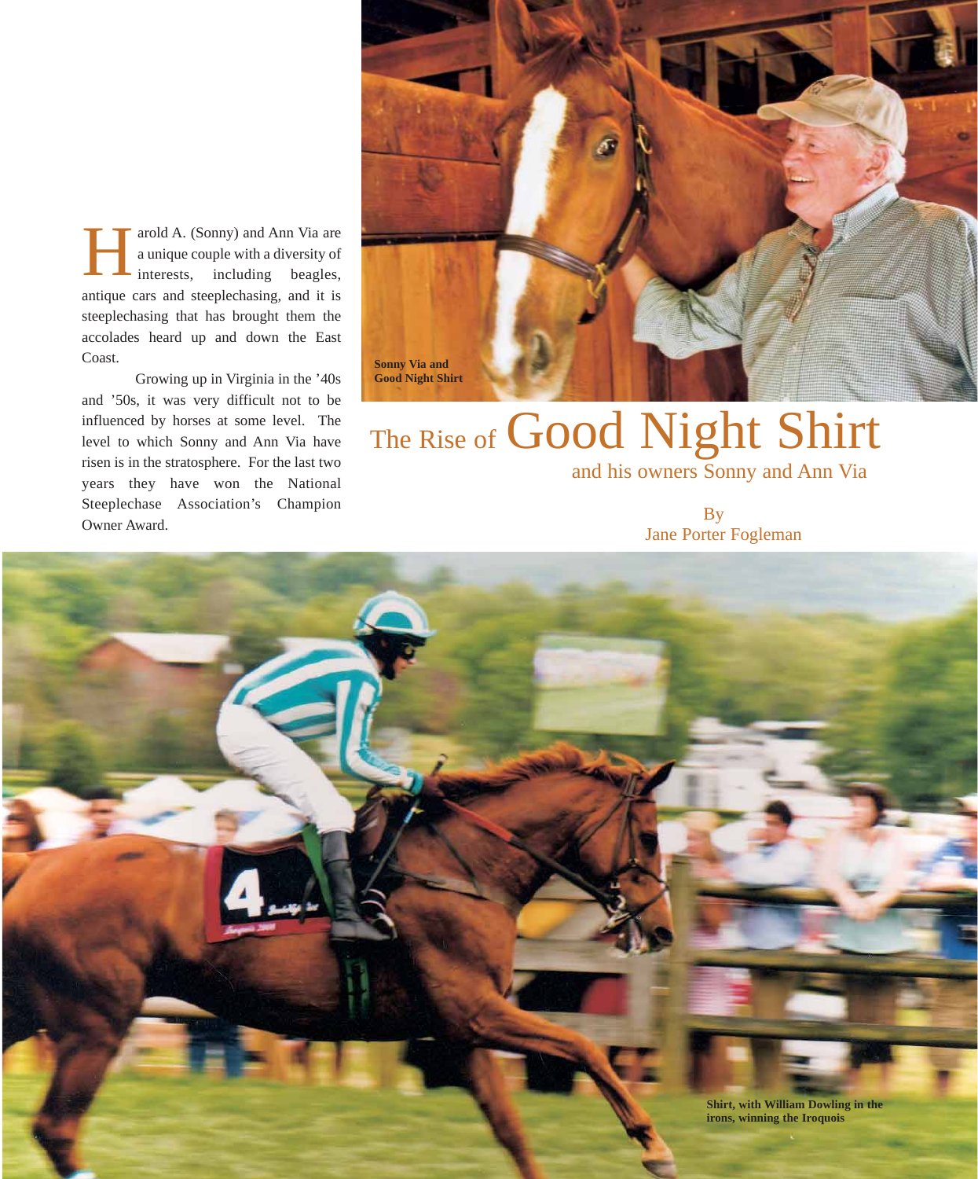# The Rise of Good Night Shirt

## and his owners Sonny and Ann Via

By
Jane Porter Fogleman

Harold A. (Sonny) and Ann Via are a unique couple with a diversity of interests, including beagles, antique cars and steeplechasing, and it is steeplechasing that has brought them the accolades heard up and down the East Coast.

Growing up in Virginia in the '40s and '50s, it was very difficult not to be influenced by horses at some level. The level to which Sonny and Ann Via have risen is in the stratosphere. For the last two years they have won the National Steeplechase Association's Champion Owner Award.

**Sonny Via and Good Night Shirt**

**Shirt, with William Dowling in the irons, winning the Iroquois**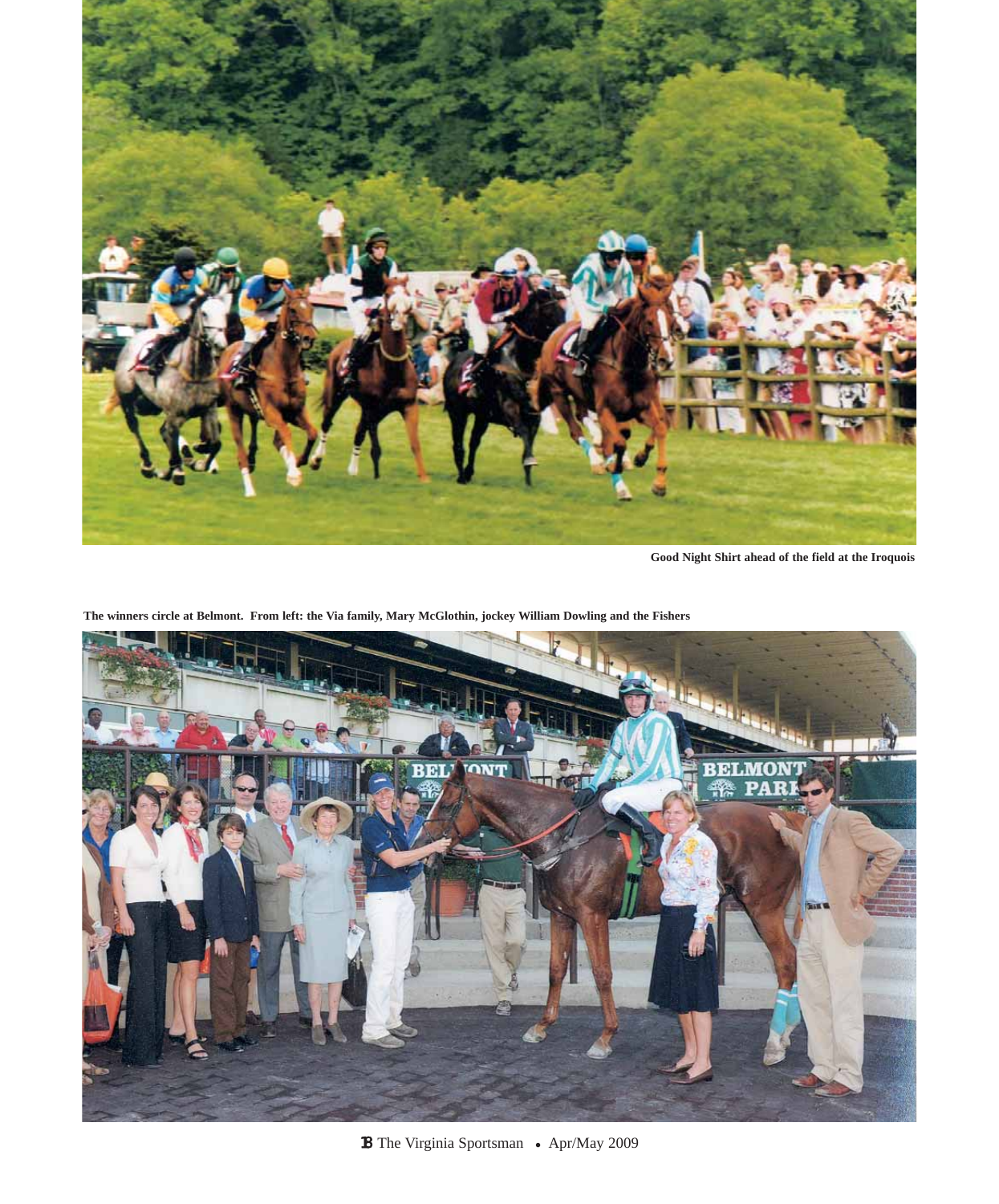Good Night Shirt ahead of the field at the Iroquois

The winners circle at Belmont. From left: the Via family, Mary McGlothin, jockey William Dowling and the Fishers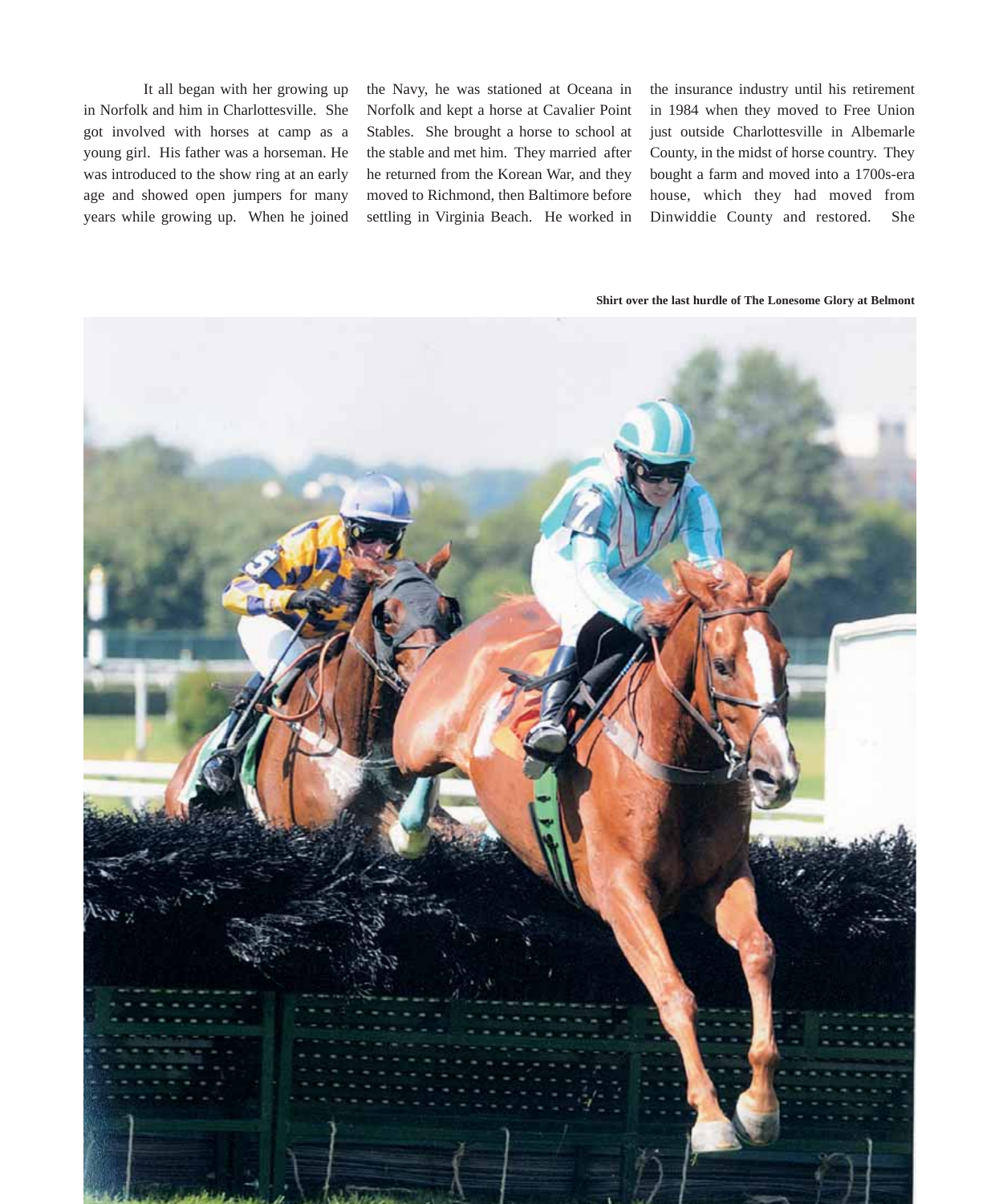It all began with her growing up in Norfolk and him in Charlottesville. She got involved with horses at camp as a young girl. His father was a horseman. He was introduced to the show ring at an early age and showed open jumpers for many years while growing up. When he joined the Navy, he was stationed at Oceana in Norfolk and kept a horse at Cavalier Point Stables. She brought a horse to school at the stable and met him. They married after he returned from the Korean War, and they moved to Richmond, then Baltimore before settling in Virginia Beach. He worked in the insurance industry until his retirement in 1984 when they moved to Free Union just outside Charlottesville in Albemarle County, in the midst of horse country. They bought a farm and moved into a 1700s-era house, which they had moved from Dinwiddie County and restored. She

**Shirt over the last hurdle of The Lonesome Glory at Belmont**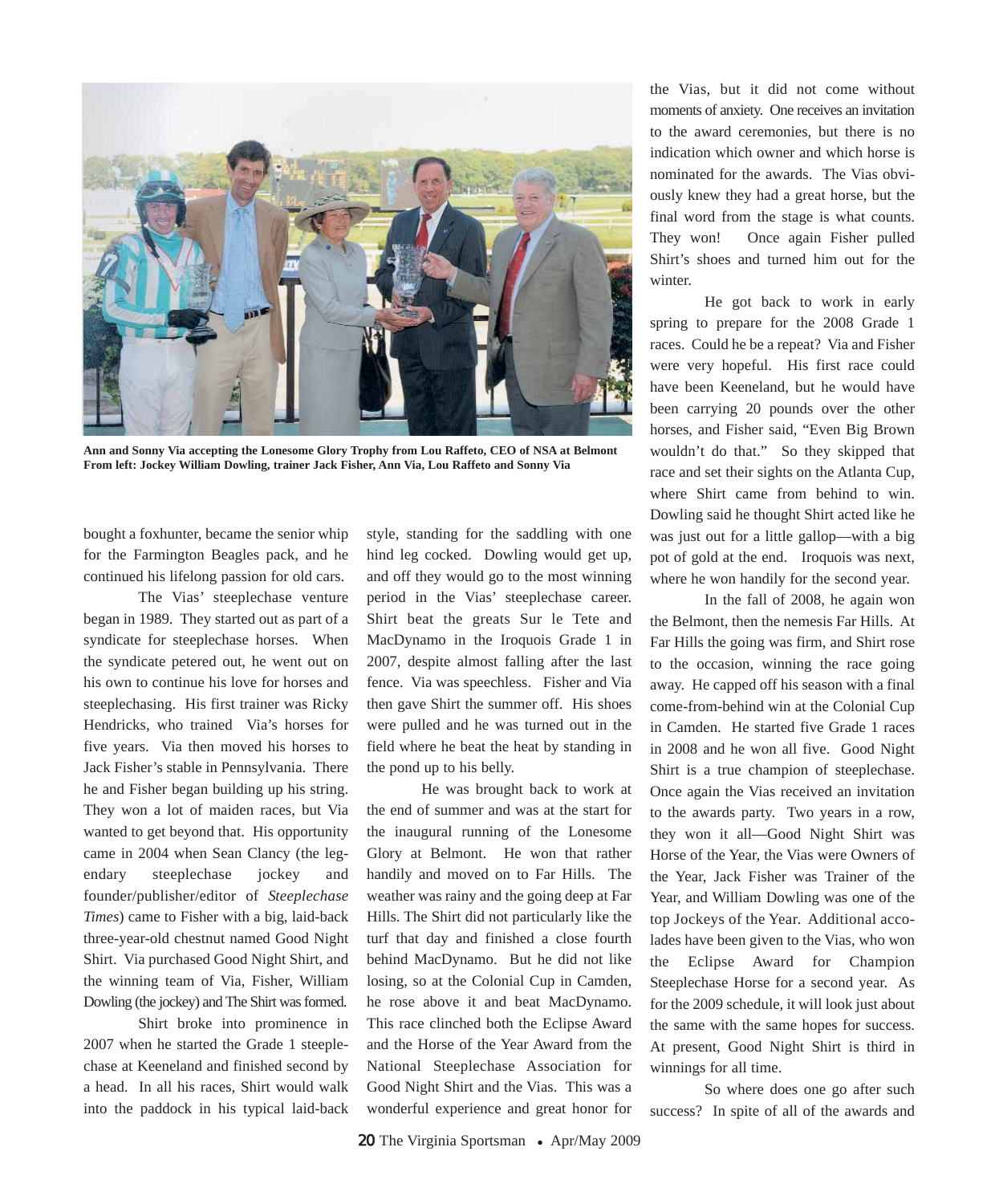**Ann and Sonny Via accepting the Lonesome Glory Trophy from Lou Raffeto, CEO of NSA at Belmont**
**From left: Jockey William Dowling, trainer Jack Fisher, Ann Via, Lou Raffeto and Sonny Via**

bought a foxhunter, became the senior whip for the Farmington Beagles pack, and he continued his lifelong passion for old cars.

The Vias' steeplechase venture began in 1989. They started out as part of a syndicate for steeplechase horses. When the syndicate petered out, he went out on his own to continue his love for horses and steeplechasing. His first trainer was Ricky Hendricks, who trained Via's horses for five years. Via then moved his horses to Jack Fisher's stable in Pennsylvania. There he and Fisher began building up his string. They won a lot of maiden races, but Via wanted to get beyond that. His opportunity came in 2004 when Sean Clancy (the legendary steeplechase jockey and founder/publisher/editor of *Steeplechase Times*) came to Fisher with a big, laid-back three-year-old chestnut named Good Night Shirt. Via purchased Good Night Shirt, and the winning team of Via, Fisher, William Dowling (the jockey) and The Shirt was formed.

Shirt broke into prominence in 2007 when he started the Grade 1 steeplechase at Keeneland and finished second by a head. In all his races, Shirt would walk into the paddock in his typical laid-back style, standing for the saddling with one hind leg cocked. Dowling would get up, and off they would go to the most winning period in the Vias' steeplechase career. Shirt beat the greats Sur le Tete and MacDynamo in the Iroquois Grade 1 in 2007, despite almost falling after the last fence. Via was speechless. Fisher and Via then gave Shirt the summer off. His shoes were pulled and he was turned out in the field where he beat the heat by standing in the pond up to his belly.

He was brought back to work at the end of summer and was at the start for the inaugural running of the Lonesome Glory at Belmont. He won that rather handily and moved on to Far Hills. The weather was rainy and the going deep at Far Hills. The Shirt did not particularly like the turf that day and finished a close fourth behind MacDynamo. But he did not like losing, so at the Colonial Cup in Camden, he rose above it and beat MacDynamo. This race clinched both the Eclipse Award and the Horse of the Year Award from the National Steeplechase Association for Good Night Shirt and the Vias. This was a wonderful experience and great honor for the Vias, but it did not come without moments of anxiety. One receives an invitation to the award ceremonies, but there is no indication which owner and which horse is nominated for the awards. The Vias obviously knew they had a great horse, but the final word from the stage is what counts. They won! Once again Fisher pulled Shirt's shoes and turned him out for the winter.

He got back to work in early spring to prepare for the 2008 Grade 1 races. Could he be a repeat? Via and Fisher were very hopeful. His first race could have been Keeneland, but he would have been carrying 20 pounds over the other horses, and Fisher said, "Even Big Brown wouldn't do that." So they skipped that race and set their sights on the Atlanta Cup, where Shirt came from behind to win. Dowling said he thought Shirt acted like he was just out for a little gallop—with a big pot of gold at the end. Iroquois was next, where he won handily for the second year.

In the fall of 2008, he again won the Belmont, then the nemesis Far Hills. At Far Hills the going was firm, and Shirt rose to the occasion, winning the race going away. He capped off his season with a final come-from-behind win at the Colonial Cup in Camden. He started five Grade 1 races in 2008 and he won all five. Good Night Shirt is a true champion of steeplechase. Once again the Vias received an invitation to the awards party. Two years in a row, they won it all—Good Night Shirt was Horse of the Year, the Vias were Owners of the Year, Jack Fisher was Trainer of the Year, and William Dowling was one of the top Jockeys of the Year. Additional accolades have been given to the Vias, who won the Eclipse Award for Champion Steeplechase Horse for a second year. As for the 2009 schedule, it will look just about the same with the same hopes for success. At present, Good Night Shirt is third in winnings for all time.

So where does one go after such success? In spite of all of the awards and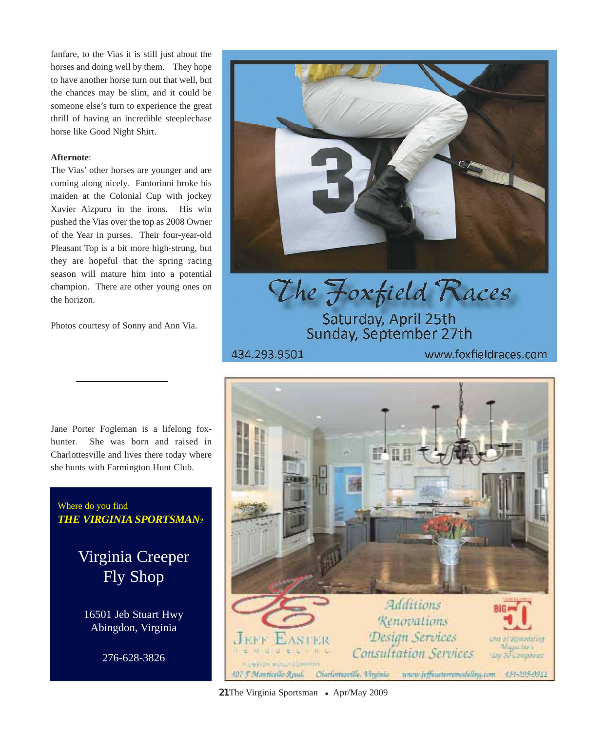fanfare, to the Vias it is still just about the horses and doing well by them. They hope to have another horse turn out that well, but the chances may be slim, and it could be someone else's turn to experience the great thrill of having an incredible steeplechase horse like Good Night Shirt.

**Afternote**:

The Vias' other horses are younger and are coming along nicely. Fantorinni broke his maiden at the Colonial Cup with jockey Xavier Aizpuru in the irons. His win pushed the Vias over the top as 2008 Owner of the Year in purses. Their four-year-old Pleasant Top is a bit more high-strung, but they are hopeful that the spring racing season will mature him into a potential champion. There are other young ones on the horizon.

Photos courtesy of Sonny and Ann Via.

---

Jane Porter Fogleman is a lifelong fox-hunter. She was born and raised in Charlottesville and lives there today where she hunts with Farmington Hunt Club.

Where do you find
***THE VIRGINIA SPORTSMAN?***

Virginia Creeper
Fly Shop

16501 Jeb Stuart Hwy
Abingdon, Virginia

276-628-3826

The Foxfield Races

Saturday, April 25th
Sunday, September 27th

434.293.9501 www.foxfieldraces.com

Jeff Easter Remodeling

Additions
Renovations
Design Services
Consultation Services

Big 50 — One of Remodeling Magazine's Top 50 Companies

407 T Monticello Road, Charlottesville, Virginia www.jeffeasterremodeling.com 434-295-9911